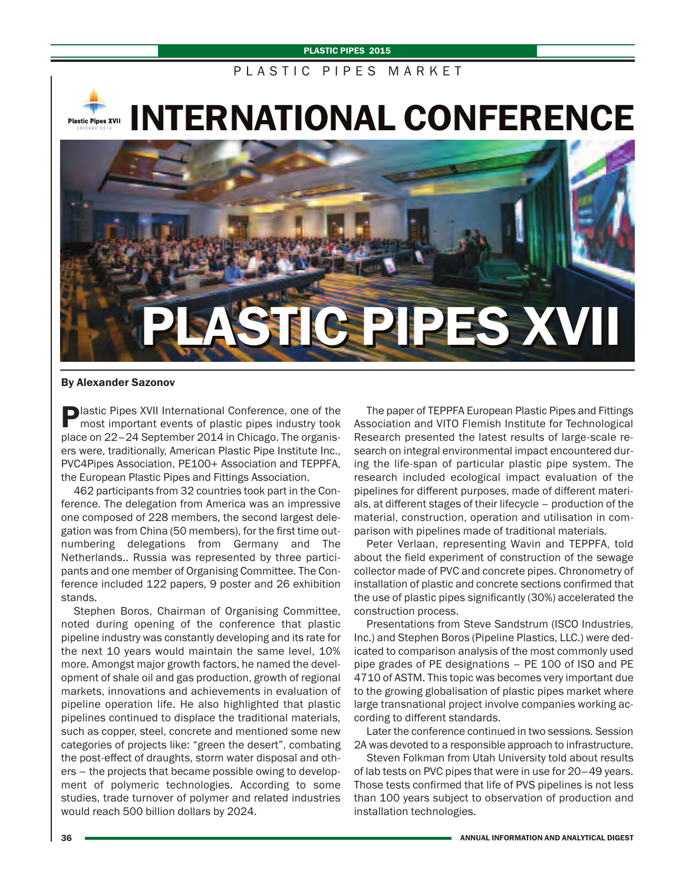# PLASTIC PIPES MARKET

# INTERNATIONAL CONFERENCE

# PLASTIC PIPES XVII

**By Alexander Sazonov**

Plastic Pipes XVII International Conference, one of the most important events of plastic pipes industry took place on 22–24 September 2014 in Chicago. The organisers were, traditionally, American Plastic Pipe Institute Inc., PVC4Pipes Association, PE100+ Association and TEPPFA, the European Plastic Pipes and Fittings Association.

462 participants from 32 countries took part in the Conference. The delegation from America was an impressive one composed of 228 members, the second largest delegation was from China (50 members), for the first time outnumbering delegations from Germany and The Netherlands.. Russia was represented by three participants and one member of Organising Committee. The Conference included 122 papers, 9 poster and 26 exhibition stands.

Stephen Boros, Chairman of Organising Committee, noted during opening of the conference that plastic pipeline industry was constantly developing and its rate for the next 10 years would maintain the same level, 10% more. Amongst major growth factors, he named the development of shale oil and gas production, growth of regional markets, innovations and achievements in evaluation of pipeline operation life. He also highlighted that plastic pipelines continued to displace the traditional materials, such as copper, steel, concrete and mentioned some new categories of projects like: "green the desert", combating the post-effect of draughts, storm water disposal and others – the projects that became possible owing to development of polymeric technologies. According to some studies, trade turnover of polymer and related industries would reach 500 billion dollars by 2024.

The paper of TEPPFA European Plastic Pipes and Fittings Association and VITO Flemish Institute for Technological Research presented the latest results of large-scale research on integral environmental impact encountered during the life-span of particular plastic pipe system. The research included ecological impact evaluation of the pipelines for different purposes, made of different materials, at different stages of their lifecycle – production of the material, construction, operation and utilisation in comparison with pipelines made of traditional materials.

Peter Verlaan, representing Wavin and TEPPFA, told about the field experiment of construction of the sewage collector made of PVC and concrete pipes. Chronometry of installation of plastic and concrete sections confirmed that the use of plastic pipes significantly (30%) accelerated the construction process.

Presentations from Steve Sandstrum (ISCO Industries, Inc.) and Stephen Boros (Pipeline Plastics, LLC.) were dedicated to comparison analysis of the most commonly used pipe grades of PE designations – PE 100 of ISO and PE 4710 of ASTM. This topic was becomes very important due to the growing globalisation of plastic pipes market where large transnational project involve companies working according to different standards.

Later the conference continued in two sessions. Session 2A was devoted to a responsible approach to infrastructure.

Steven Folkman from Utah University told about results of lab tests on PVC pipes that were in use for 20–49 years. Those tests confirmed that life of PVS pipelines is not less than 100 years subject to observation of production and installation technologies.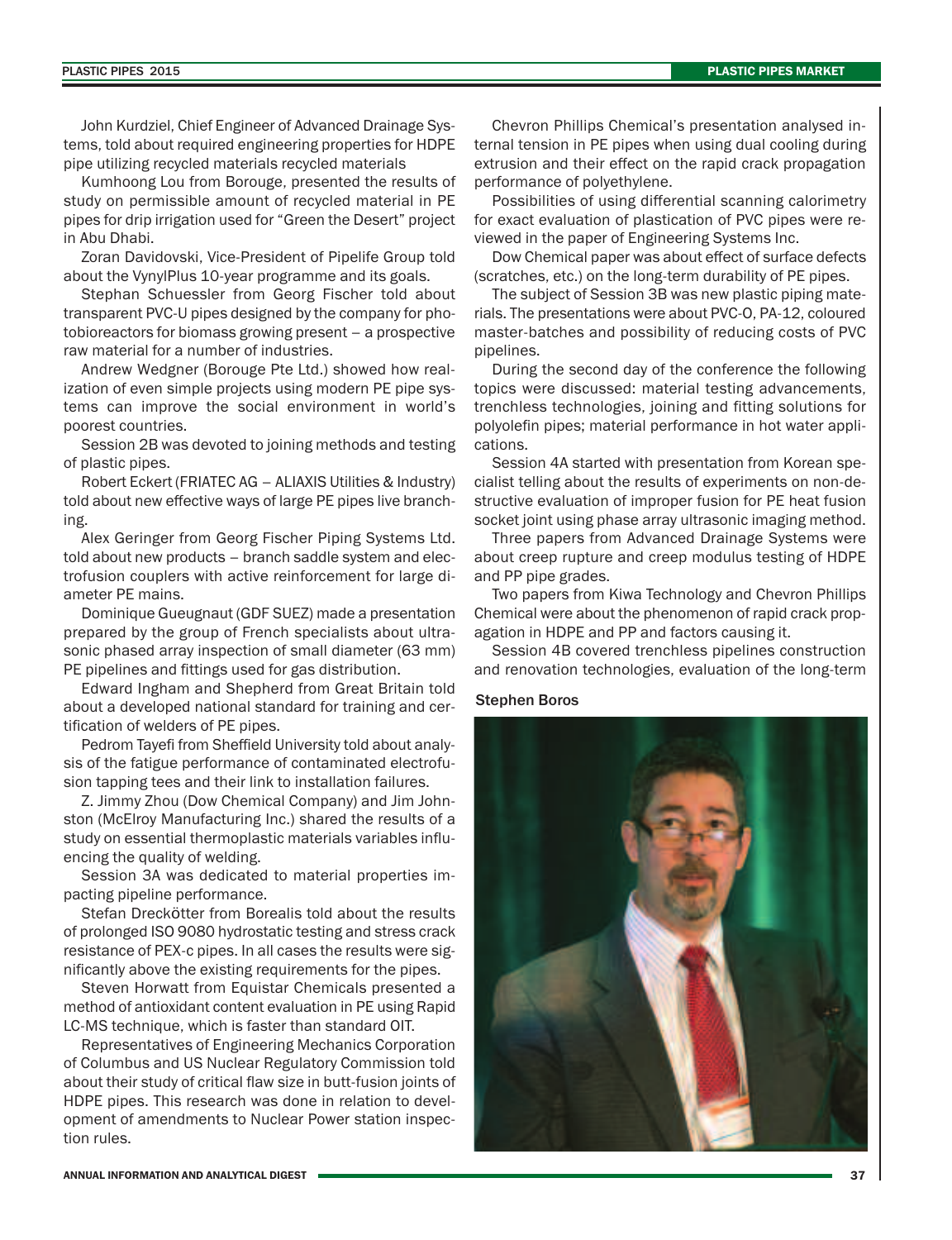John Kurdziel, Chief Engineer of Advanced Drainage Systems, told about required engineering properties for HDPE pipe utilizing recycled materials recycled materials

Kumhoong Lou from Borouge, presented the results of study on permissible amount of recycled material in PE pipes for drip irrigation used for "Green the Desert" project in Abu Dhabi.

Zoran Davidovski, Vice-President of Pipelife Group told about the VynylPlus 10-year programme and its goals.

Stephan Schuessler from Georg Fischer told about transparent PVC-U pipes designed by the company for photobioreactors for biomass growing present – a prospective raw material for a number of industries.

Andrew Wedgner (Borouge Pte Ltd.) showed how realization of even simple projects using modern PE pipe systems can improve the social environment in world's poorest countries.

Session 2B was devoted to joining methods and testing of plastic pipes.

Robert Eckert (FRIATEC AG – ALIAXIS Utilities & Industry) told about new effective ways of large PE pipes live branching.

Alex Geringer from Georg Fischer Piping Systems Ltd. told about new products – branch saddle system and electrofusion couplers with active reinforcement for large diameter PE mains.

Dominique Gueugnaut (GDF SUEZ) made a presentation prepared by the group of French specialists about ultrasonic phased array inspection of small diameter (63 mm) PE pipelines and fittings used for gas distribution.

Edward Ingham and Shepherd from Great Britain told about a developed national standard for training and certification of welders of PE pipes.

Pedrom Tayefi from Sheffield University told about analysis of the fatigue performance of contaminated electrofusion tapping tees and their link to installation failures.

Z. Jimmy Zhou (Dow Chemical Company) and Jim Johnston (McElroy Manufacturing Inc.) shared the results of a study on essential thermoplastic materials variables influencing the quality of welding.

Session 3A was dedicated to material properties impacting pipeline performance.

Stefan Drecкötter from Borealis told about the results of prolonged ISO 9080 hydrostatic testing and stress crack resistance of PEX-c pipes. In all cases the results were significantly above the existing requirements for the pipes.

Steven Horwatt from Equistar Chemicals presented a method of antioxidant content evaluation in PE using Rapid LC-MS technique, which is faster than standard OIT.

Representatives of Engineering Mechanics Corporation of Columbus and US Nuclear Regulatory Commission told about their study of critical flaw size in butt-fusion joints of HDPE pipes. This research was done in relation to development of amendments to Nuclear Power station inspection rules.

Chevron Phillips Chemical's presentation analysed internal tension in PE pipes when using dual cooling during extrusion and their effect on the rapid crack propagation performance of polyethylene.

Possibilities of using differential scanning calorimetry for exact evaluation of plastication of PVC pipes were reviewed in the paper of Engineering Systems Inc.

Dow Chemical paper was about effect of surface defects (scratches, etc.) on the long-term durability of PE pipes.

The subject of Session 3B was new plastic piping materials. The presentations were about PVC-O, PA-12, coloured master-batches and possibility of reducing costs of PVC pipelines.

During the second day of the conference the following topics were discussed: material testing advancements, trenchless technologies, joining and fitting solutions for polyolefin pipes; material performance in hot water applications.

Session 4A started with presentation from Korean specialist telling about the results of experiments on non-destructive evaluation of improper fusion for PE heat fusion socket joint using phase array ultrasonic imaging method.

Three papers from Advanced Drainage Systems were about creep rupture and creep modulus testing of HDPE and PP pipe grades.

Two papers from Kiwa Technology and Chevron Phillips Chemical were about the phenomenon of rapid crack propagation in HDPE and PP and factors causing it.

Session 4B covered trenchless pipelines construction and renovation technologies, evaluation of the long-term

Stephen Boros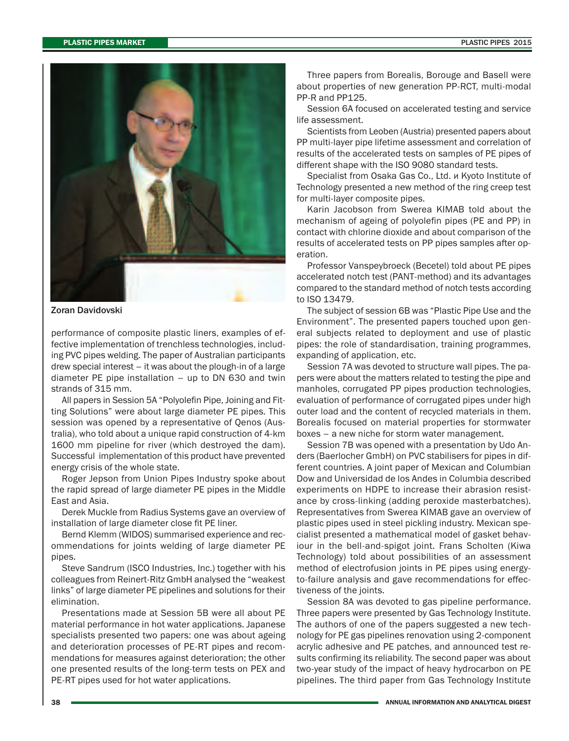Zoran Davidovski

performance of composite plastic liners, examples of effective implementation of trenchless technologies, including PVC pipes welding. The paper of Australian participants drew special interest – it was about the plough-in of a large diameter PE pipe installation – up to DN 630 and twin strands of 315 mm.

All papers in Session 5A "Polyolefin Pipe, Joining and Fitting Solutions" were about large diameter PE pipes. This session was opened by a representative of Qenos (Australia), who told about a unique rapid construction of 4-km 1600 mm pipeline for river (which destroyed the dam). Successful implementation of this product have prevented energy crisis of the whole state.

Roger Jepson from Union Pipes Industry spoke about the rapid spread of large diameter PE pipes in the Middle East and Asia.

Derek Muckle from Radius Systems gave an overview of installation of large diameter close fit PE liner.

Bernd Klemm (WIDOS) summarised experience and recommendations for joints welding of large diameter PE pipes.

Steve Sandrum (ISCO Industries, Inc.) together with his colleagues from Reinert-Ritz GmbH analysed the "weakest links" of large diameter PE pipelines and solutions for their elimination.

Presentations made at Session 5B were all about PE material performance in hot water applications. Japanese specialists presented two papers: one was about ageing and deterioration processes of PE-RT pipes and recommendations for measures against deterioration; the other one presented results of the long-term tests on PEX and PE-RT pipes used for hot water applications.

Three papers from Borealis, Borouge and Basell were about properties of new generation PP-RCT, multi-modal PP-R and PP125.

Session 6A focused on accelerated testing and service life assessment.

Scientists from Leoben (Austria) presented papers about PP multi-layer pipe lifetime assessment and correlation of results of the accelerated tests on samples of PE pipes of different shape with the ISO 9080 standard tests.

Specialist from Osaka Gas Co., Ltd. и Kyoto Institute of Technology presented a new method of the ring creep test for multi-layer composite pipes.

Karin Jacobson from Swerea KIMAB told about the mechanism of ageing of polyolefin pipes (PE and PP) in contact with chlorine dioxide and about comparison of the results of accelerated tests on PP pipes samples after operation.

Professor Vanspeybroeck (Becetel) told about PE pipes accelerated notch test (PANT-method) and its advantages compared to the standard method of notch tests according to ISO 13479.

The subject of session 6B was "Plastic Pipe Use and the Environment". The presented papers touched upon general subjects related to deployment and use of plastic pipes: the role of standardisation, training programmes, expanding of application, etc.

Session 7A was devoted to structure wall pipes. The papers were about the matters related to testing the pipe and manholes, corrugated PP pipes production technologies, evaluation of performance of corrugated pipes under high outer load and the content of recycled materials in them. Borealis focused on material properties for stormwater boxes – a new niche for storm water management.

Session 7B was opened with a presentation by Udo Anders (Baerlocher GmbH) on PVC stabilisers for pipes in different countries. A joint paper of Mexican and Columbian Dow and Universidad de los Andes in Columbia described experiments on HDPE to increase their abrasion resistance by cross-linking (adding peroxide masterbatches). Representatives from Swerea KIMAB gave an overview of plastic pipes used in steel pickling industry. Mexican specialist presented a mathematical model of gasket behaviour in the bell-and-spigot joint. Frans Scholten (Kiwa Technology) told about possibilities of an assessment method of electrofusion joints in PE pipes using energy-to-failure analysis and gave recommendations for effectiveness of the joints.

Session 8A was devoted to gas pipeline performance. Three papers were presented by Gas Technology Institute. The authors of one of the papers suggested a new technology for PE gas pipelines renovation using 2-component acrylic adhesive and PE patches, and announced test results confirming its reliability. The second paper was about two-year study of the impact of heavy hydrocarbon on PE pipelines. The third paper from Gas Technology Institute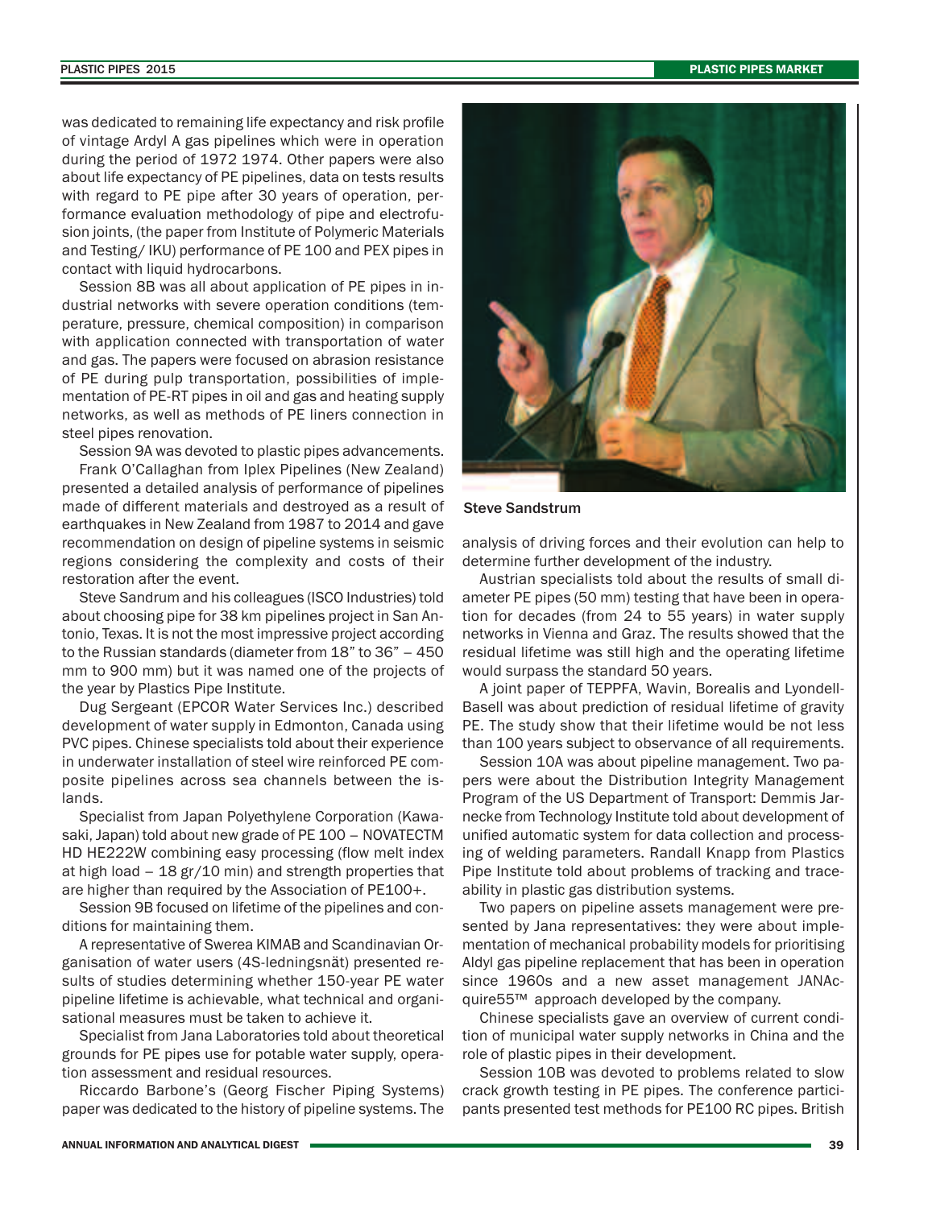was dedicated to remaining life expectancy and risk profile of vintage Ardyl A gas pipelines which were in operation during the period of 1972 1974. Other papers were also about life expectancy of PE pipelines, data on tests results with regard to PE pipe after 30 years of operation, performance evaluation methodology of pipe and electrofusion joints, (the paper from Institute of Polymeric Materials and Testing/ IKU) performance of PE 100 and PEX pipes in contact with liquid hydrocarbons.

Session 8B was all about application of PE pipes in industrial networks with severe operation conditions (temperature, pressure, chemical composition) in comparison with application connected with transportation of water and gas. The papers were focused on abrasion resistance of PE during pulp transportation, possibilities of implementation of PE-RT pipes in oil and gas and heating supply networks, as well as methods of PE liners connection in steel pipes renovation.

Session 9A was devoted to plastic pipes advancements.

Frank O'Callaghan from Iplex Pipelines (New Zealand) presented a detailed analysis of performance of pipelines made of different materials and destroyed as a result of earthquakes in New Zealand from 1987 to 2014 and gave recommendation on design of pipeline systems in seismic regions considering the complexity and costs of their restoration after the event.

Steve Sandrum and his colleagues (ISCO Industries) told about choosing pipe for 38 km pipelines project in San Antonio, Texas. It is not the most impressive project according to the Russian standards (diameter from 18" to 36" – 450 mm to 900 mm) but it was named one of the projects of the year by Plastics Pipe Institute.

Dug Sergeant (EPCOR Water Services Inc.) described development of water supply in Edmonton, Canada using PVC pipes. Chinese specialists told about their experience in underwater installation of steel wire reinforced PE composite pipelines across sea channels between the islands.

Specialist from Japan Polyethylene Corporation (Kawasaki, Japan) told about new grade of PE 100 – NOVATECTM HD HE222W combining easy processing (flow melt index at high load – 18 gr/10 min) and strength properties that are higher than required by the Association of PE100+.

Session 9B focused on lifetime of the pipelines and conditions for maintaining them.

A representative of Swerea KIMAB and Scandinavian Organisation of water users (4S-ledningsnät) presented results of studies determining whether 150-year PE water pipeline lifetime is achievable, what technical and organisational measures must be taken to achieve it.

Specialist from Jana Laboratories told about theoretical grounds for PE pipes use for potable water supply, operation assessment and residual resources.

Riccardo Barbone's (Georg Fischer Piping Systems) paper was dedicated to the history of pipeline systems. The analysis of driving forces and their evolution can help to determine further development of the industry.

Steve Sandstrum

Austrian specialists told about the results of small diameter PE pipes (50 mm) testing that have been in operation for decades (from 24 to 55 years) in water supply networks in Vienna and Graz. The results showed that the residual lifetime was still high and the operating lifetime would surpass the standard 50 years.

A joint paper of TEPPFA, Wavin, Borealis and LyondellBasell was about prediction of residual lifetime of gravity PE. The study show that their lifetime would be not less than 100 years subject to observance of all requirements.

Session 10A was about pipeline management. Two papers were about the Distribution Integrity Management Program of the US Department of Transport: Demmis Jarnecke from Technology Institute told about development of unified automatic system for data collection and processing of welding parameters. Randall Knapp from Plastics Pipe Institute told about problems of tracking and traceability in plastic gas distribution systems.

Two papers on pipeline assets management were presented by Jana representatives: they were about implementation of mechanical probability models for prioritising Aldyl gas pipeline replacement that has been in operation since 1960s and a new asset management JANAcquire55™ approach developed by the company.

Chinese specialists gave an overview of current condition of municipal water supply networks in China and the role of plastic pipes in their development.

Session 10B was devoted to problems related to slow crack growth testing in PE pipes. The conference participants presented test methods for PE100 RC pipes. British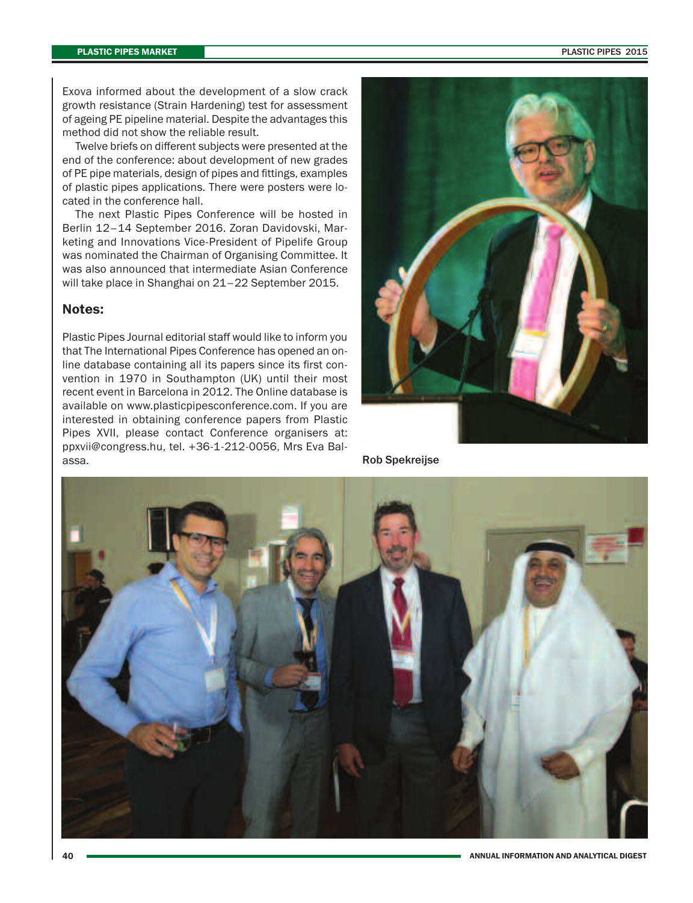Exova informed about the development of a slow crack growth resistance (Strain Hardening) test for assessment of ageing PE pipeline material. Despite the advantages this method did not show the reliable result.

Twelve briefs on different subjects were presented at the end of the conference: about development of new grades of PE pipe materials, design of pipes and fittings, examples of plastic pipes applications. There were posters were located in the conference hall.

The next Plastic Pipes Conference will be hosted in Berlin 12–14 September 2016. Zoran Davidovski, Marketing and Innovations Vice-President of Pipelife Group was nominated the Chairman of Organising Committee. It was also announced that intermediate Asian Conference will take place in Shanghai on 21–22 September 2015.

## Notes:

Plastic Pipes Journal editorial staff would like to inform you that The International Pipes Conference has opened an online database containing all its papers since its first convention in 1970 in Southampton (UK) until their most recent event in Barcelona in 2012. The Online database is available on www.plasticpipesconference.com. If you are interested in obtaining conference papers from Plastic Pipes XVII, please contact Conference organisers at: ppxvii@congress.hu, tel. +36-1-212-0056, Mrs Eva Balassa.

Rob Spekreijse